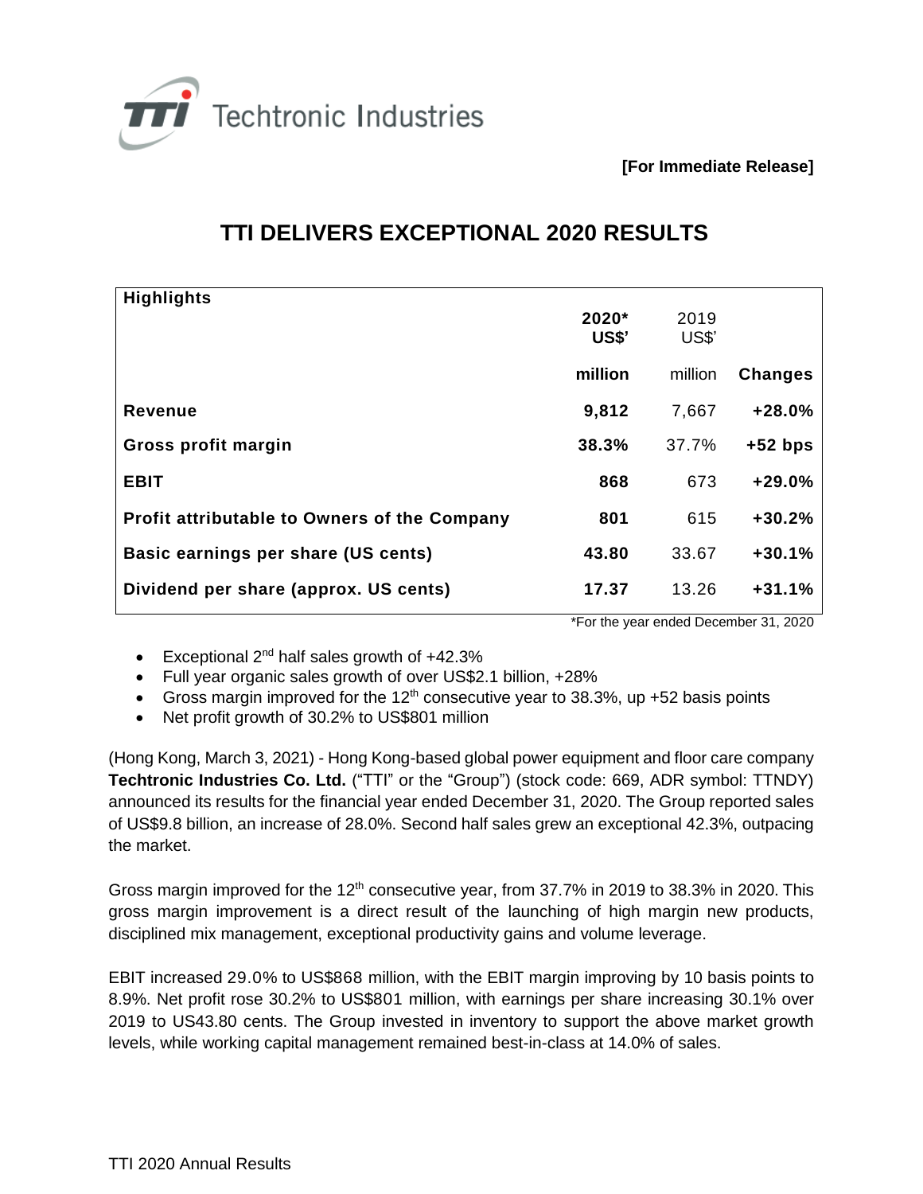Techtronic Industries

**[For Immediate Release]**

# TTI DELIVERS EXCEPTIONAL 2020 RESULTS

| Highlights | 2020* US$' million | 2019 US$' million | Changes |
|---|---|---|---|
| **Revenue** | **9,812** | 7,667 | **+28.0%** |
| **Gross profit margin** | **38.3%** | 37.7% | **+52 bps** |
| **EBIT** | **868** | 673 | **+29.0%** |
| **Profit attributable to Owners of the Company** | **801** | 615 | **+30.2%** |
| **Basic earnings per share (US cents)** | **43.80** | 33.67 | **+30.1%** |
| **Dividend per share (approx. US cents)** | **17.37** | 13.26 | **+31.1%** |

*For the year ended December 31, 2020

- Exceptional 2nd half sales growth of +42.3%
- Full year organic sales growth of over US$2.1 billion, +28%
- Gross margin improved for the 12th consecutive year to 38.3%, up +52 basis points
- Net profit growth of 30.2% to US$801 million

(Hong Kong, March 3, 2021) - Hong Kong-based global power equipment and floor care company **Techtronic Industries Co. Ltd.** ("TTI" or the "Group") (stock code: 669, ADR symbol: TTNDY) announced its results for the financial year ended December 31, 2020. The Group reported sales of US$9.8 billion, an increase of 28.0%. Second half sales grew an exceptional 42.3%, outpacing the market.

Gross margin improved for the 12th consecutive year, from 37.7% in 2019 to 38.3% in 2020. This gross margin improvement is a direct result of the launching of high margin new products, disciplined mix management, exceptional productivity gains and volume leverage.

EBIT increased 29.0% to US$868 million, with the EBIT margin improving by 10 basis points to 8.9%. Net profit rose 30.2% to US$801 million, with earnings per share increasing 30.1% over 2019 to US43.80 cents. The Group invested in inventory to support the above market growth levels, while working capital management remained best-in-class at 14.0% of sales.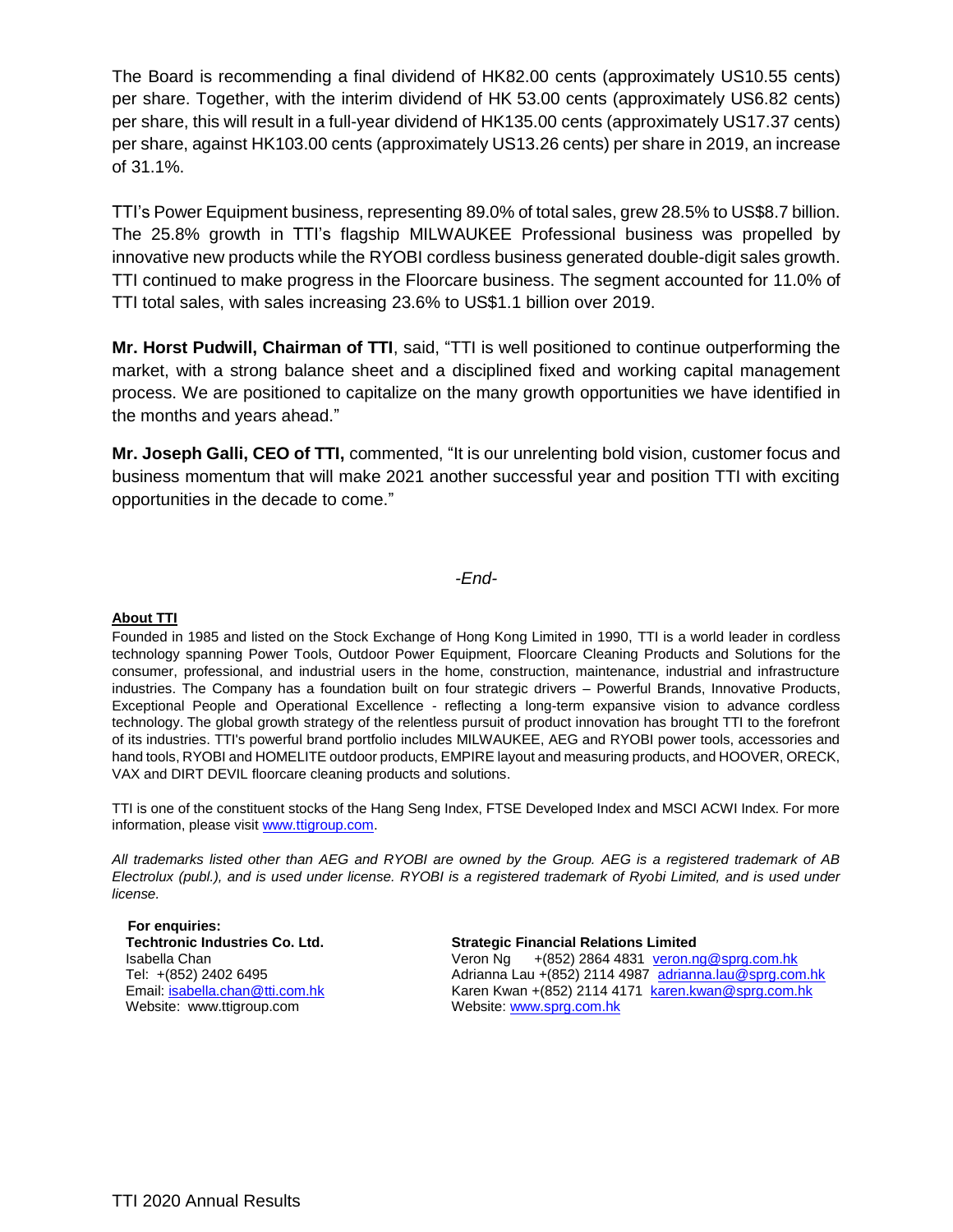The Board is recommending a final dividend of HK82.00 cents (approximately US10.55 cents) per share. Together, with the interim dividend of HK 53.00 cents (approximately US6.82 cents) per share, this will result in a full-year dividend of HK135.00 cents (approximately US17.37 cents) per share, against HK103.00 cents (approximately US13.26 cents) per share in 2019, an increase of 31.1%.

TTI's Power Equipment business, representing 89.0% of total sales, grew 28.5% to US$8.7 billion. The 25.8% growth in TTI's flagship MILWAUKEE Professional business was propelled by innovative new products while the RYOBI cordless business generated double-digit sales growth. TTI continued to make progress in the Floorcare business. The segment accounted for 11.0% of TTI total sales, with sales increasing 23.6% to US$1.1 billion over 2019.

**Mr. Horst Pudwill, Chairman of TTI**, said, "TTI is well positioned to continue outperforming the market, with a strong balance sheet and a disciplined fixed and working capital management process. We are positioned to capitalize on the many growth opportunities we have identified in the months and years ahead."

**Mr. Joseph Galli, CEO of TTI,** commented, "It is our unrelenting bold vision, customer focus and business momentum that will make 2021 another successful year and position TTI with exciting opportunities in the decade to come."

*-End-*

**About TTI**

Founded in 1985 and listed on the Stock Exchange of Hong Kong Limited in 1990, TTI is a world leader in cordless technology spanning Power Tools, Outdoor Power Equipment, Floorcare Cleaning Products and Solutions for the consumer, professional, and industrial users in the home, construction, maintenance, industrial and infrastructure industries. The Company has a foundation built on four strategic drivers – Powerful Brands, Innovative Products, Exceptional People and Operational Excellence - reflecting a long-term expansive vision to advance cordless technology. The global growth strategy of the relentless pursuit of product innovation has brought TTI to the forefront of its industries. TTI's powerful brand portfolio includes MILWAUKEE, AEG and RYOBI power tools, accessories and hand tools, RYOBI and HOMELITE outdoor products, EMPIRE layout and measuring products, and HOOVER, ORECK, VAX and DIRT DEVIL floorcare cleaning products and solutions.

TTI is one of the constituent stocks of the Hang Seng Index, FTSE Developed Index and MSCI ACWI Index. For more information, please visit www.ttigroup.com.

*All trademarks listed other than AEG and RYOBI are owned by the Group. AEG is a registered trademark of AB Electrolux (publ.), and is used under license. RYOBI is a registered trademark of Ryobi Limited, and is used under license.*

**For enquiries:**

**Techtronic Industries Co. Ltd.**
Isabella Chan
Tel: +(852) 2402 6495
Email: isabella.chan@tti.com.hk
Website: www.ttigroup.com

**Strategic Financial Relations Limited**
Veron Ng +(852) 2864 4831 veron.ng@sprg.com.hk
Adrianna Lau +(852) 2114 4987 adrianna.lau@sprg.com.hk
Karen Kwan +(852) 2114 4171 karen.kwan@sprg.com.hk
Website: www.sprg.com.hk